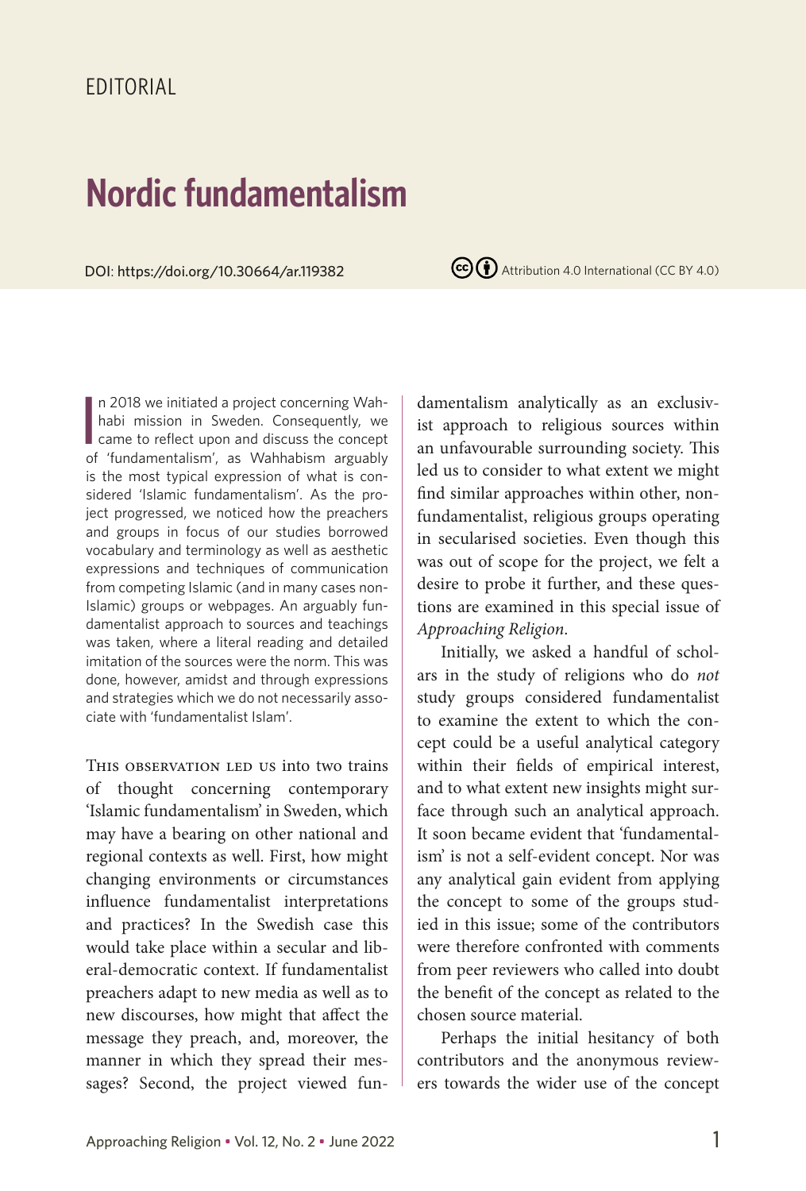EDITORIAL

# Nordic fundamentalism

DOI: https://doi.org/10.30664/ar.119382

Attribution 4.0 International (CC BY 4.0)

In 2018 we initiated a project concerning Wahhabi mission in Sweden. Consequently, we came to reflect upon and discuss the concept of 'fundamentalism', as Wahhabism arguably is the most typical expression of what is considered 'Islamic fundamentalism'. As the project progressed, we noticed how the preachers and groups in focus of our studies borrowed vocabulary and terminology as well as aesthetic expressions and techniques of communication from competing Islamic (and in many cases non-Islamic) groups or webpages. An arguably fundamentalist approach to sources and teachings was taken, where a literal reading and detailed imitation of the sources were the norm. This was done, however, amidst and through expressions and strategies which we do not necessarily associate with 'fundamentalist Islam'.

This observation led us into two trains of thought concerning contemporary 'Islamic fundamentalism' in Sweden, which may have a bearing on other national and regional contexts as well. First, how might changing environments or circumstances influence fundamentalist interpretations and practices? In the Swedish case this would take place within a secular and liberal-democratic context. If fundamentalist preachers adapt to new media as well as to new discourses, how might that affect the message they preach, and, moreover, the manner in which they spread their messages? Second, the project viewed fundamentalism analytically as an exclusivist approach to religious sources within an unfavourable surrounding society. This led us to consider to what extent we might find similar approaches within other, non-fundamentalist, religious groups operating in secularised societies. Even though this was out of scope for the project, we felt a desire to probe it further, and these questions are examined in this special issue of *Approaching Religion*.

Initially, we asked a handful of scholars in the study of religions who do *not* study groups considered fundamentalist to examine the extent to which the concept could be a useful analytical category within their fields of empirical interest, and to what extent new insights might surface through such an analytical approach. It soon became evident that 'fundamentalism' is not a self-evident concept. Nor was any analytical gain evident from applying the concept to some of the groups studied in this issue; some of the contributors were therefore confronted with comments from peer reviewers who called into doubt the benefit of the concept as related to the chosen source material.

Perhaps the initial hesitancy of both contributors and the anonymous reviewers towards the wider use of the concept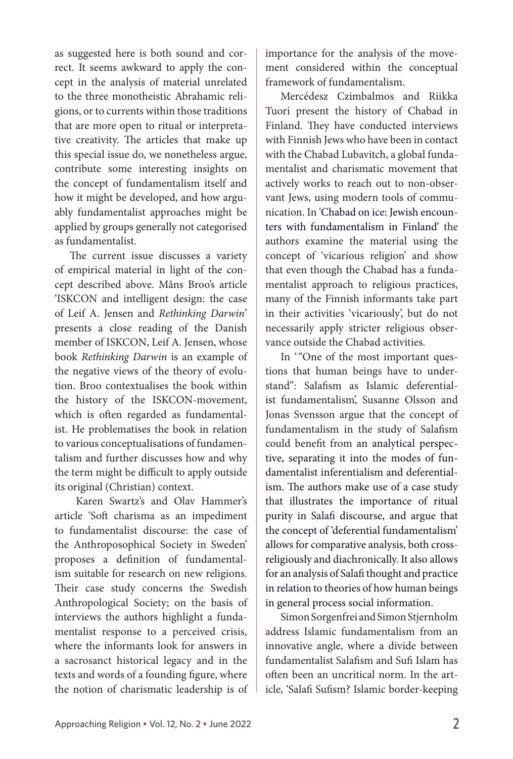as suggested here is both sound and correct. It seems awkward to apply the concept in the analysis of material unrelated to the three monotheistic Abrahamic religions, or to currents within those traditions that are more open to ritual or interpretative creativity. The articles that make up this special issue do, we nonetheless argue, contribute some interesting insights on the concept of fundamentalism itself and how it might be developed, and how arguably fundamentalist approaches might be applied by groups generally not categorised as fundamentalist.

The current issue discusses a variety of empirical material in light of the concept described above. Måns Broo's article 'ISKCON and intelligent design: the case of Leif A. Jensen and *Rethinking Darwin*' presents a close reading of the Danish member of ISKCON, Leif A. Jensen, whose book *Rethinking Darwin* is an example of the negative views of the theory of evolution. Broo contextualises the book within the history of the ISKCON-movement, which is often regarded as fundamentalist. He problematises the book in relation to various conceptualisations of fundamentalism and further discusses how and why the term might be difficult to apply outside its original (Christian) context.

Karen Swartz's and Olav Hammer's article 'Soft charisma as an impediment to fundamentalist discourse: the case of the Anthroposophical Society in Sweden' proposes a definition of fundamentalism suitable for research on new religions. Their case study concerns the Swedish Anthropological Society; on the basis of interviews the authors highlight a fundamentalist response to a perceived crisis, where the informants look for answers in a sacrosanct historical legacy and in the texts and words of a founding figure, where the notion of charismatic leadership is of importance for the analysis of the movement considered within the conceptual framework of fundamentalism.

Mercédesz Czimbalmos and Riikka Tuori present the history of Chabad in Finland. They have conducted interviews with Finnish Jews who have been in contact with the Chabad Lubavitch, a global fundamentalist and charismatic movement that actively works to reach out to non-observant Jews, using modern tools of communication. In 'Chabad on ice: Jewish encounters with fundamentalism in Finland' the authors examine the material using the concept of 'vicarious religion' and show that even though the Chabad has a fundamentalist approach to religious practices, many of the Finnish informants take part in their activities 'vicariously', but do not necessarily apply stricter religious observance outside the Chabad activities.

In '"One of the most important questions that human beings have to understand": Salafism as Islamic deferentialist fundamentalism', Susanne Olsson and Jonas Svensson argue that the concept of fundamentalism in the study of Salafism could benefit from an analytical perspective, separating it into the modes of fundamentalist inferentialism and deferentialism. The authors make use of a case study that illustrates the importance of ritual purity in Salafi discourse, and argue that the concept of 'deferential fundamentalism' allows for comparative analysis, both cross-religiously and diachronically. It also allows for an analysis of Salafi thought and practice in relation to theories of how human beings in general process social information.

Simon Sorgenfrei and Simon Stjernholm address Islamic fundamentalism from an innovative angle, where a divide between fundamentalist Salafism and Sufi Islam has often been an uncritical norm. In the article, 'Salafi Sufism? Islamic border-keeping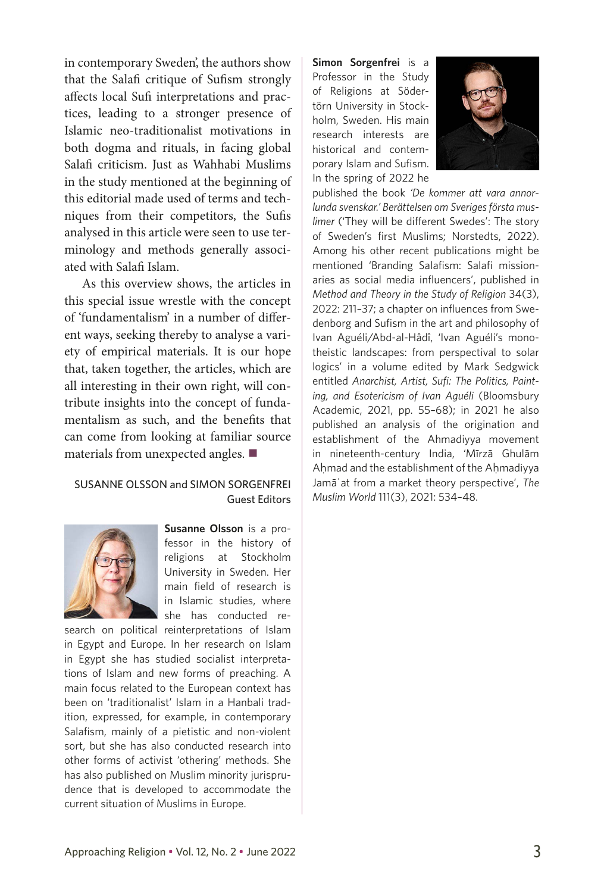in contemporary Sweden', the authors show that the Salafi critique of Sufism strongly affects local Sufi interpretations and practices, leading to a stronger presence of Islamic neo-traditionalist motivations in both dogma and rituals, in facing global Salafi criticism. Just as Wahhabi Muslims in the study mentioned at the beginning of this editorial made used of terms and techniques from their competitors, the Sufis analysed in this article were seen to use terminology and methods generally associated with Salafi Islam.

As this overview shows, the articles in this special issue wrestle with the concept of 'fundamentalism' in a number of different ways, seeking thereby to analyse a variety of empirical materials. It is our hope that, taken together, the articles, which are all interesting in their own right, will contribute insights into the concept of fundamentalism as such, and the benefits that can come from looking at familiar source materials from unexpected angles. ■

SUSANNE OLSSON and SIMON SORGENFREI
Guest Editors

**Susanne Olsson** is a professor in the history of religions at Stockholm University in Sweden. Her main field of research is in Islamic studies, where she has conducted research on political reinterpretations of Islam in Egypt and Europe. In her research on Islam in Egypt she has studied socialist interpretations of Islam and new forms of preaching. A main focus related to the European context has been on 'traditionalist' Islam in a Hanbali tradition, expressed, for example, in contemporary Salafism, mainly of a pietistic and non-violent sort, but she has also conducted research into other forms of activist 'othering' methods. She has also published on Muslim minority jurisprudence that is developed to accommodate the current situation of Muslims in Europe.

**Simon Sorgenfrei** is a Professor in the Study of Religions at Södertörn University in Stockholm, Sweden. His main research interests are historical and contemporary Islam and Sufism. In the spring of 2022 he published the book *'De kommer att vara annorlunda svenskar.' Berättelsen om Sveriges första muslimer* ('They will be different Swedes': The story of Sweden's first Muslims; Norstedts, 2022). Among his other recent publications might be mentioned 'Branding Salafism: Salafi missionaries as social media influencers', published in *Method and Theory in the Study of Religion* 34(3), 2022: 211–37; a chapter on influences from Swedenborg and Sufism in the art and philosophy of Ivan Aguéli/Abd-al-Hâdî, 'Ivan Aguéli's monotheistic landscapes: from perspectival to solar logics' in a volume edited by Mark Sedgwick entitled *Anarchist, Artist, Sufi: The Politics, Painting, and Esotericism of Ivan Aguéli* (Bloomsbury Academic, 2021, pp. 55–68); in 2021 he also published an analysis of the origination and establishment of the Ahmadiyya movement in nineteenth-century India, 'Mīrzā Ghulām Aḥmad and the establishment of the Aḥmadiyya Jamāʿat from a market theory perspective', *The Muslim World* 111(3), 2021: 534–48.